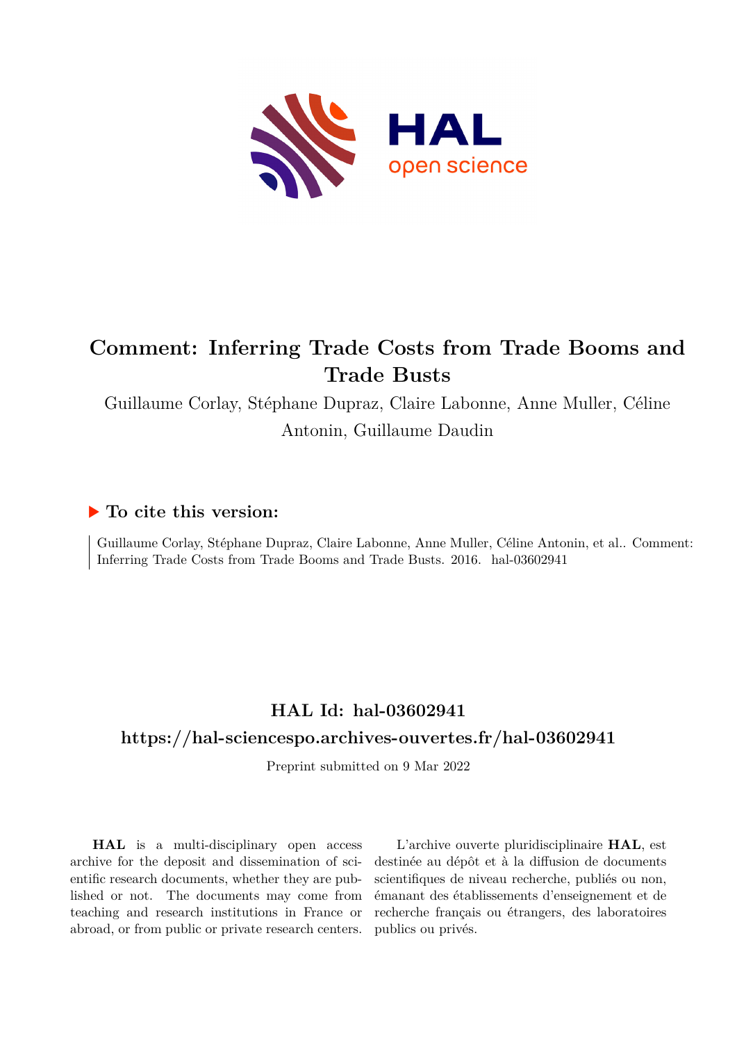# Comment: Inferring Trade Costs from Trade Booms and Trade Busts

Guillaume Corlay, Stéphane Dupraz, Claire Labonne, Anne Muller, Céline Antonin, Guillaume Daudin

## ▶ To cite this version:

Guillaume Corlay, Stéphane Dupraz, Claire Labonne, Anne Muller, Céline Antonin, et al.. Comment: Inferring Trade Costs from Trade Booms and Trade Busts. 2016. hal-03602941

## HAL Id: hal-03602941

## https://hal-sciencespo.archives-ouvertes.fr/hal-03602941

Preprint submitted on 9 Mar 2022

**HAL** is a multi-disciplinary open access archive for the deposit and dissemination of scientific research documents, whether they are published or not. The documents may come from teaching and research institutions in France or abroad, or from public or private research centers.

L'archive ouverte pluridisciplinaire **HAL**, est destinée au dépôt et à la diffusion de documents scientifiques de niveau recherche, publiés ou non, émanant des établissements d'enseignement et de recherche français ou étrangers, des laboratoires publics ou privés.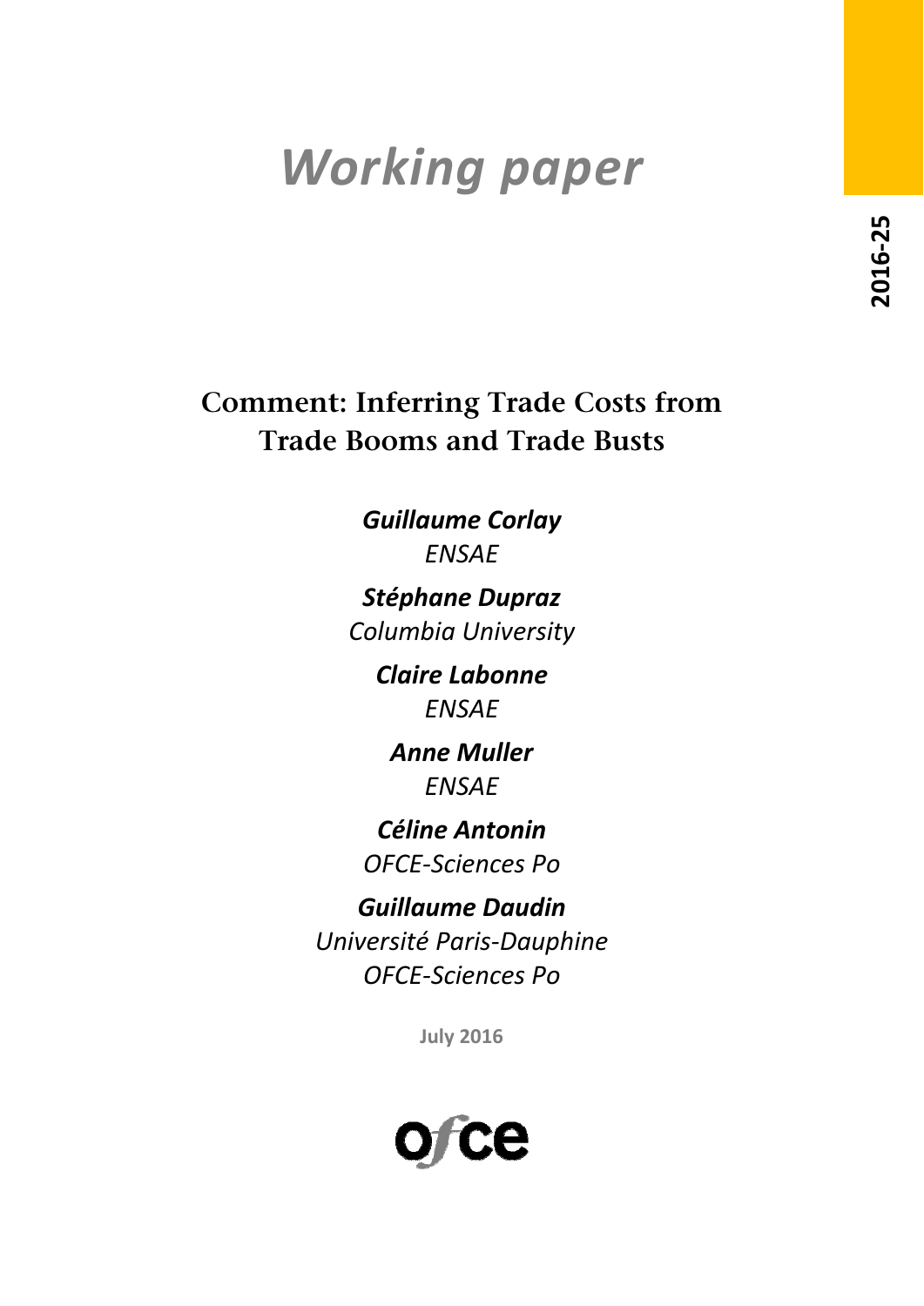# Working paper

2016-25

## Comment: Inferring Trade Costs from Trade Booms and Trade Busts

***Guillaume Corlay***
*ENSAE*

***Stéphane Dupraz***
*Columbia University*

***Claire Labonne***
*ENSAE*

***Anne Muller***
*ENSAE*

***Céline Antonin***
*OFCE-Sciences Po*

***Guillaume Daudin***
*Université Paris-Dauphine*
*OFCE-Sciences Po*

**July 2016**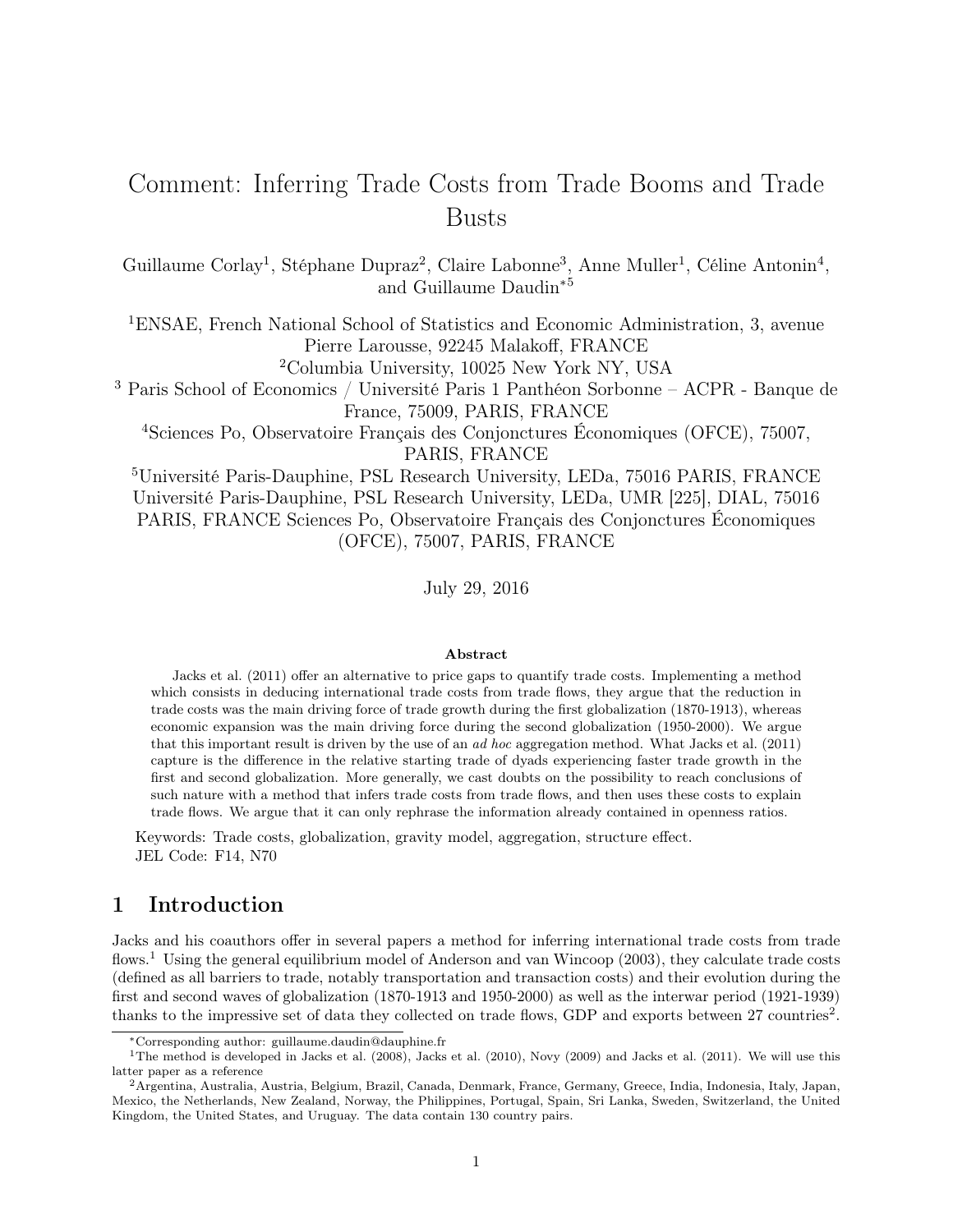# Comment: Inferring Trade Costs from Trade Booms and Trade Busts

Guillaume Corlay[1], Stéphane Dupraz[2], Claire Labonne[3], Anne Muller[1], Céline Antonin[4], and Guillaume Daudin*[5]

[1]ENSAE, French National School of Statistics and Economic Administration, 3, avenue Pierre Larousse, 92245 Malakoff, FRANCE

[2]Columbia University, 10025 New York NY, USA

[3] Paris School of Economics / Université Paris 1 Panthéon Sorbonne – ACPR - Banque de France, 75009, PARIS, FRANCE

[4]Sciences Po, Observatoire Français des Conjonctures Économiques (OFCE), 75007, PARIS, FRANCE

[5]Université Paris-Dauphine, PSL Research University, LEDa, 75016 PARIS, FRANCE Université Paris-Dauphine, PSL Research University, LEDa, UMR [225], DIAL, 75016 PARIS, FRANCE Sciences Po, Observatoire Français des Conjonctures Économiques (OFCE), 75007, PARIS, FRANCE

July 29, 2016

**Abstract**

Jacks et al. (2011) offer an alternative to price gaps to quantify trade costs. Implementing a method which consists in deducing international trade costs from trade flows, they argue that the reduction in trade costs was the main driving force of trade growth during the first globalization (1870-1913), whereas economic expansion was the main driving force during the second globalization (1950-2000). We argue that this important result is driven by the use of an *ad hoc* aggregation method. What Jacks et al. (2011) capture is the difference in the relative starting trade of dyads experiencing faster trade growth in the first and second globalization. More generally, we cast doubts on the possibility to reach conclusions of such nature with a method that infers trade costs from trade flows, and then uses these costs to explain trade flows. We argue that it can only rephrase the information already contained in openness ratios.

Keywords: Trade costs, globalization, gravity model, aggregation, structure effect.
JEL Code: F14, N70

## 1 Introduction

Jacks and his coauthors offer in several papers a method for inferring international trade costs from trade flows.[1] Using the general equilibrium model of Anderson and van Wincoop (2003), they calculate trade costs (defined as all barriers to trade, notably transportation and transaction costs) and their evolution during the first and second waves of globalization (1870-1913 and 1950-2000) as well as the interwar period (1921-1939) thanks to the impressive set of data they collected on trade flows, GDP and exports between 27 countries[2].

*Corresponding author: guillaume.daudin@dauphine.fr

[1]The method is developed in Jacks et al. (2008), Jacks et al. (2010), Novy (2009) and Jacks et al. (2011). We will use this latter paper as a reference

[2]Argentina, Australia, Austria, Belgium, Brazil, Canada, Denmark, France, Germany, Greece, India, Indonesia, Italy, Japan, Mexico, the Netherlands, New Zealand, Norway, the Philippines, Portugal, Spain, Sri Lanka, Sweden, Switzerland, the United Kingdom, the United States, and Uruguay. The data contain 130 country pairs.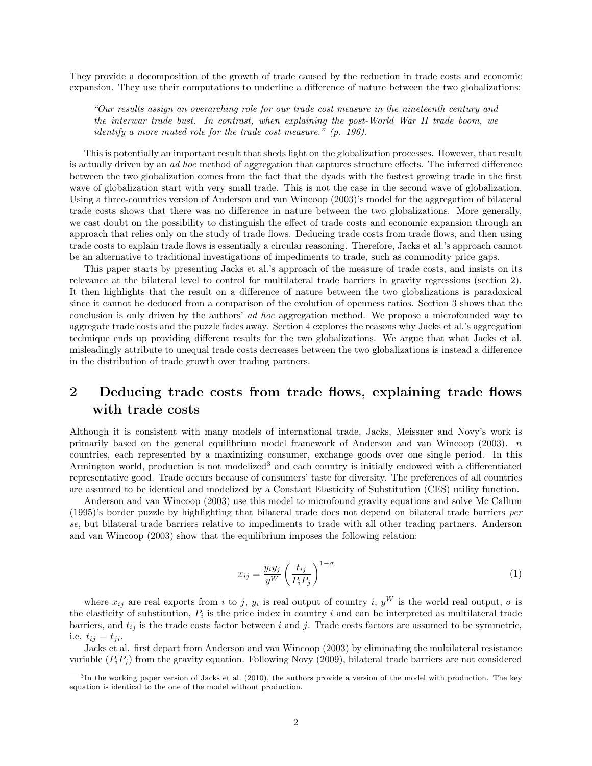They provide a decomposition of the growth of trade caused by the reduction in trade costs and economic expansion. They use their computations to underline a difference of nature between the two globalizations:

> *"Our results assign an overarching role for our trade cost measure in the nineteenth century and the interwar trade bust. In contrast, when explaining the post-World War II trade boom, we identify a more muted role for the trade cost measure." (p. 196).*

This is potentially an important result that sheds light on the globalization processes. However, that result is actually driven by an *ad hoc* method of aggregation that captures structure effects. The inferred difference between the two globalization comes from the fact that the dyads with the fastest growing trade in the first wave of globalization start with very small trade. This is not the case in the second wave of globalization. Using a three-countries version of Anderson and van Wincoop (2003)'s model for the aggregation of bilateral trade costs shows that there was no difference in nature between the two globalizations. More generally, we cast doubt on the possibility to distinguish the effect of trade costs and economic expansion through an approach that relies only on the study of trade flows. Deducing trade costs from trade flows, and then using trade costs to explain trade flows is essentially a circular reasoning. Therefore, Jacks et al.'s approach cannot be an alternative to traditional investigations of impediments to trade, such as commodity price gaps.

This paper starts by presenting Jacks et al.'s approach of the measure of trade costs, and insists on its relevance at the bilateral level to control for multilateral trade barriers in gravity regressions (section 2). It then highlights that the result on a difference of nature between the two globalizations is paradoxical since it cannot be deduced from a comparison of the evolution of openness ratios. Section 3 shows that the conclusion is only driven by the authors' *ad hoc* aggregation method. We propose a microfounded way to aggregate trade costs and the puzzle fades away. Section 4 explores the reasons why Jacks et al.'s aggregation technique ends up providing different results for the two globalizations. We argue that what Jacks et al. misleadingly attribute to unequal trade costs decreases between the two globalizations is instead a difference in the distribution of trade growth over trading partners.

## 2 Deducing trade costs from trade flows, explaining trade flows with trade costs

Although it is consistent with many models of international trade, Jacks, Meissner and Novy's work is primarily based on the general equilibrium model framework of Anderson and van Wincoop (2003). $n$ countries, each represented by a maximizing consumer, exchange goods over one single period. In this Armington world, production is not modelized[3] and each country is initially endowed with a differentiated representative good. Trade occurs because of consumers' taste for diversity. The preferences of all countries are assumed to be identical and modelized by a Constant Elasticity of Substitution (CES) utility function.

Anderson and van Wincoop (2003) use this model to microfound gravity equations and solve Mc Callum (1995)'s border puzzle by highlighting that bilateral trade does not depend on bilateral trade barriers *per se*, but bilateral trade barriers relative to impediments to trade with all other trading partners. Anderson and van Wincoop (2003) show that the equilibrium imposes the following relation:

$$x_{ij} = \frac{y_i y_j}{y^W} \left( \frac{t_{ij}}{P_i P_j} \right)^{1-\sigma} \tag{1}$$

where $x_{ij}$ are real exports from $i$ to $j$, $y_i$ is real output of country $i$, $y^W$ is the world real output, $\sigma$ is the elasticity of substitution, $P_i$ is the price index in country $i$ and can be interpreted as multilateral trade barriers, and $t_{ij}$ is the trade costs factor between $i$ and $j$. Trade costs factors are assumed to be symmetric, i.e. $t_{ij} = t_{ji}$.

Jacks et al. first depart from Anderson and van Wincoop (2003) by eliminating the multilateral resistance variable ($P_i P_j$) from the gravity equation. Following Novy (2009), bilateral trade barriers are not considered

[3] In the working paper version of Jacks et al. (2010), the authors provide a version of the model with production. The key equation is identical to the one of the model without production.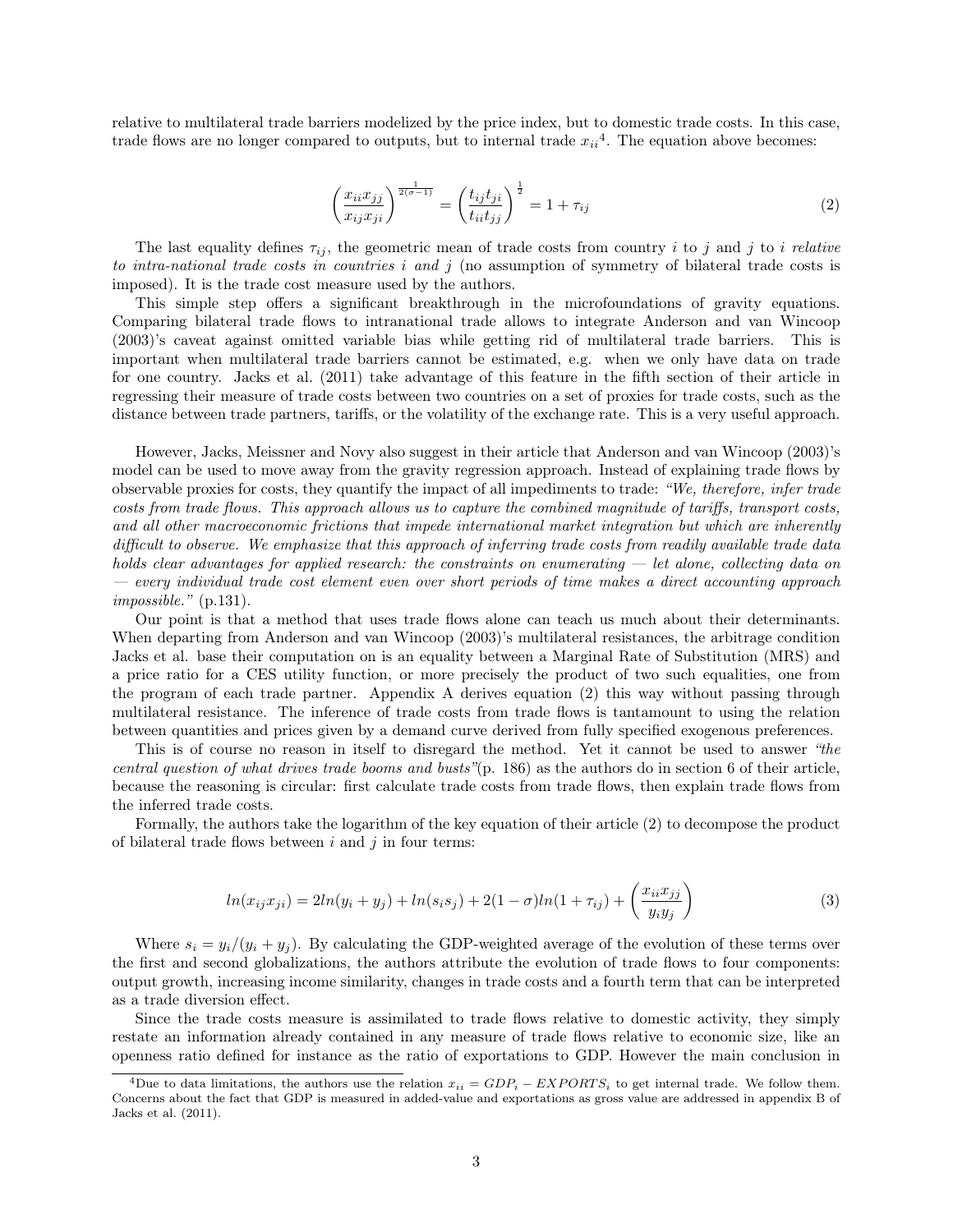relative to multilateral trade barriers modelized by the price index, but to domestic trade costs. In this case, trade flows are no longer compared to outputs, but to internal trade $x_{ii}$[4]. The equation above becomes:

$$\left(\frac{x_{ii}x_{jj}}{x_{ij}x_{ji}}\right)^{\frac{1}{2(\sigma-1)}} = \left(\frac{t_{ij}t_{ji}}{t_{ii}t_{jj}}\right)^{\frac{1}{2}} = 1 + \tau_{ij} \tag{2}$$

The last equality defines $\tau_{ij}$, the geometric mean of trade costs from country $i$ to $j$ and $j$ to $i$ *relative to intra-national trade costs in countries i and j* (no assumption of symmetry of bilateral trade costs is imposed). It is the trade cost measure used by the authors.

This simple step offers a significant breakthrough in the microfoundations of gravity equations. Comparing bilateral trade flows to intranational trade allows to integrate Anderson and van Wincoop (2003)'s caveat against omitted variable bias while getting rid of multilateral trade barriers. This is important when multilateral trade barriers cannot be estimated, e.g. when we only have data on trade for one country. Jacks et al. (2011) take advantage of this feature in the fifth section of their article in regressing their measure of trade costs between two countries on a set of proxies for trade costs, such as the distance between trade partners, tariffs, or the volatility of the exchange rate. This is a very useful approach.

However, Jacks, Meissner and Novy also suggest in their article that Anderson and van Wincoop (2003)'s model can be used to move away from the gravity regression approach. Instead of explaining trade flows by observable proxies for costs, they quantify the impact of all impediments to trade: *"We, therefore, infer trade costs from trade flows. This approach allows us to capture the combined magnitude of tariffs, transport costs, and all other macroeconomic frictions that impede international market integration but which are inherently difficult to observe. We emphasize that this approach of inferring trade costs from readily available trade data holds clear advantages for applied research: the constraints on enumerating — let alone, collecting data on — every individual trade cost element even over short periods of time makes a direct accounting approach impossible."* (p.131).

Our point is that a method that uses trade flows alone can teach us much about their determinants. When departing from Anderson and van Wincoop (2003)'s multilateral resistances, the arbitrage condition Jacks et al. base their computation on is an equality between a Marginal Rate of Substitution (MRS) and a price ratio for a CES utility function, or more precisely the product of two such equalities, one from the program of each trade partner. Appendix A derives equation (2) this way without passing through multilateral resistance. The inference of trade costs from trade flows is tantamount to using the relation between quantities and prices given by a demand curve derived from fully specified exogenous preferences.

This is of course no reason in itself to disregard the method. Yet it cannot be used to answer *"the central question of what drives trade booms and busts"*(p. 186) as the authors do in section 6 of their article, because the reasoning is circular: first calculate trade costs from trade flows, then explain trade flows from the inferred trade costs.

Formally, the authors take the logarithm of the key equation of their article (2) to decompose the product of bilateral trade flows between $i$ and $j$ in four terms:

$$ln(x_{ij}x_{ji}) = 2ln(y_i + y_j) + ln(s_i s_j) + 2(1-\sigma)ln(1+\tau_{ij}) + \left(\frac{x_{ii}x_{jj}}{y_i y_j}\right) \tag{3}$$

Where $s_i = y_i/(y_i + y_j)$. By calculating the GDP-weighted average of the evolution of these terms over the first and second globalizations, the authors attribute the evolution of trade flows to four components: output growth, increasing income similarity, changes in trade costs and a fourth term that can be interpreted as a trade diversion effect.

Since the trade costs measure is assimilated to trade flows relative to domestic activity, they simply restate an information already contained in any measure of trade flows relative to economic size, like an openness ratio defined for instance as the ratio of exportations to GDP. However the main conclusion in

[4] Due to data limitations, the authors use the relation $x_{ii} = GDP_i - EXPORTS_i$ to get internal trade. We follow them. Concerns about the fact that GDP is measured in added-value and exportations as gross value are addressed in appendix B of Jacks et al. (2011).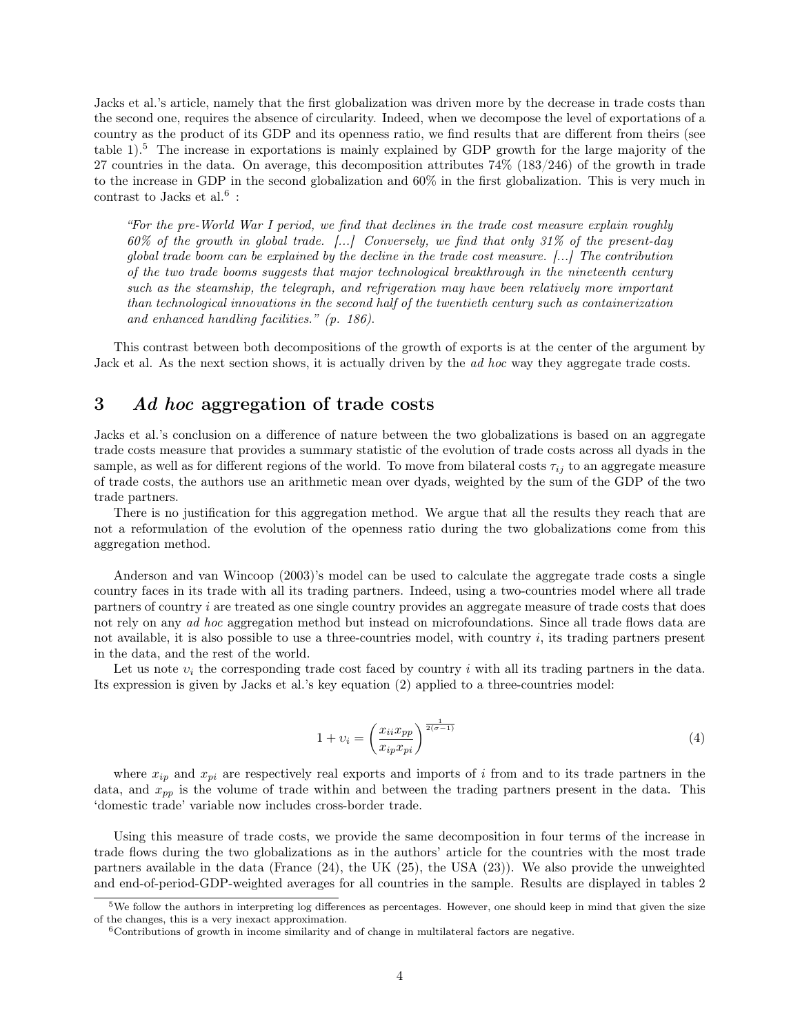Jacks et al.'s article, namely that the first globalization was driven more by the decrease in trade costs than the second one, requires the absence of circularity. Indeed, when we decompose the level of exportations of a country as the product of its GDP and its openness ratio, we find results that are different from theirs (see table 1).[5] The increase in exportations is mainly explained by GDP growth for the large majority of the 27 countries in the data. On average, this decomposition attributes 74% (183/246) of the growth in trade to the increase in GDP in the second globalization and 60% in the first globalization. This is very much in contrast to Jacks et al.[6] :

> *"For the pre-World War I period, we find that declines in the trade cost measure explain roughly 60% of the growth in global trade. [...] Conversely, we find that only 31% of the present-day global trade boom can be explained by the decline in the trade cost measure. [...] The contribution of the two trade booms suggests that major technological breakthrough in the nineteenth century such as the steamship, the telegraph, and refrigeration may have been relatively more important than technological innovations in the second half of the twentieth century such as containerization and enhanced handling facilities." (p. 186).*

This contrast between both decompositions of the growth of exports is at the center of the argument by Jack et al. As the next section shows, it is actually driven by the *ad hoc* way they aggregate trade costs.

## 3 *Ad hoc* aggregation of trade costs

Jacks et al.'s conclusion on a difference of nature between the two globalizations is based on an aggregate trade costs measure that provides a summary statistic of the evolution of trade costs across all dyads in the sample, as well as for different regions of the world. To move from bilateral costs $\tau_{ij}$ to an aggregate measure of trade costs, the authors use an arithmetic mean over dyads, weighted by the sum of the GDP of the two trade partners.

There is no justification for this aggregation method. We argue that all the results they reach that are not a reformulation of the evolution of the openness ratio during the two globalizations come from this aggregation method.

Anderson and van Wincoop (2003)'s model can be used to calculate the aggregate trade costs a single country faces in its trade with all its trading partners. Indeed, using a two-countries model where all trade partners of country $i$ are treated as one single country provides an aggregate measure of trade costs that does not rely on any *ad hoc* aggregation method but instead on microfoundations. Since all trade flows data are not available, it is also possible to use a three-countries model, with country $i$, its trading partners present in the data, and the rest of the world.

Let us note $\upsilon_i$ the corresponding trade cost faced by country $i$ with all its trading partners in the data. Its expression is given by Jacks et al.'s key equation (2) applied to a three-countries model:

$$1 + \upsilon_i = \left( \frac{x_{ii} x_{pp}}{x_{ip} x_{pi}} \right)^{\frac{1}{2(\sigma - 1)}} \tag{4}$$

where $x_{ip}$ and $x_{pi}$ are respectively real exports and imports of $i$ from and to its trade partners in the data, and $x_{pp}$ is the volume of trade within and between the trading partners present in the data. This 'domestic trade' variable now includes cross-border trade.

Using this measure of trade costs, we provide the same decomposition in four terms of the increase in trade flows during the two globalizations as in the authors' article for the countries with the most trade partners available in the data (France (24), the UK (25), the USA (23)). We also provide the unweighted and end-of-period-GDP-weighted averages for all countries in the sample. Results are displayed in tables 2

[5] We follow the authors in interpreting log differences as percentages. However, one should keep in mind that given the size of the changes, this is a very inexact approximation.

[6] Contributions of growth in income similarity and of change in multilateral factors are negative.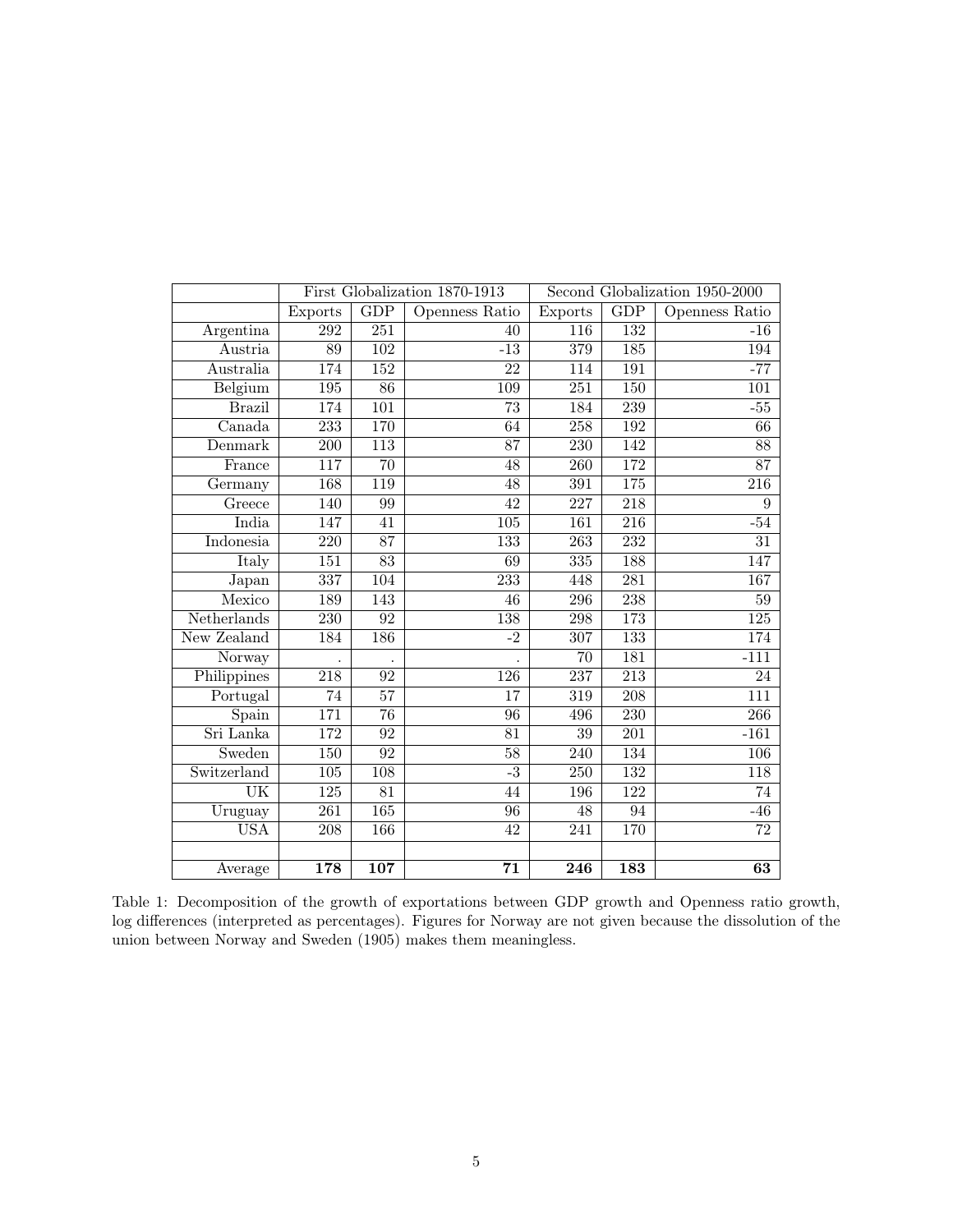| | First Globalization 1870-1913 | | | Second Globalization 1950-2000 | | |
|---|---|---|---|---|---|---|
| | Exports | GDP | Openness Ratio | Exports | GDP | Openness Ratio |
| Argentina | 292 | 251 | 40 | 116 | 132 | -16 |
| Austria | 89 | 102 | -13 | 379 | 185 | 194 |
| Australia | 174 | 152 | 22 | 114 | 191 | -77 |
| Belgium | 195 | 86 | 109 | 251 | 150 | 101 |
| Brazil | 174 | 101 | 73 | 184 | 239 | -55 |
| Canada | 233 | 170 | 64 | 258 | 192 | 66 |
| Denmark | 200 | 113 | 87 | 230 | 142 | 88 |
| France | 117 | 70 | 48 | 260 | 172 | 87 |
| Germany | 168 | 119 | 48 | 391 | 175 | 216 |
| Greece | 140 | 99 | 42 | 227 | 218 | 9 |
| India | 147 | 41 | 105 | 161 | 216 | -54 |
| Indonesia | 220 | 87 | 133 | 263 | 232 | 31 |
| Italy | 151 | 83 | 69 | 335 | 188 | 147 |
| Japan | 337 | 104 | 233 | 448 | 281 | 167 |
| Mexico | 189 | 143 | 46 | 296 | 238 | 59 |
| Netherlands | 230 | 92 | 138 | 298 | 173 | 125 |
| New Zealand | 184 | 186 | -2 | 307 | 133 | 174 |
| Norway | . | . | . | 70 | 181 | -111 |
| Philippines | 218 | 92 | 126 | 237 | 213 | 24 |
| Portugal | 74 | 57 | 17 | 319 | 208 | 111 |
| Spain | 171 | 76 | 96 | 496 | 230 | 266 |
| Sri Lanka | 172 | 92 | 81 | 39 | 201 | -161 |
| Sweden | 150 | 92 | 58 | 240 | 134 | 106 |
| Switzerland | 105 | 108 | -3 | 250 | 132 | 118 |
| UK | 125 | 81 | 44 | 196 | 122 | 74 |
| Uruguay | 261 | 165 | 96 | 48 | 94 | -46 |
| USA | 208 | 166 | 42 | 241 | 170 | 72 |
| | | | | | | |
| Average | **178** | **107** | **71** | **246** | **183** | **63** |

Table 1: Decomposition of the growth of exportations between GDP growth and Openness ratio growth, log differences (interpreted as percentages). Figures for Norway are not given because the dissolution of the union between Norway and Sweden (1905) makes them meaningless.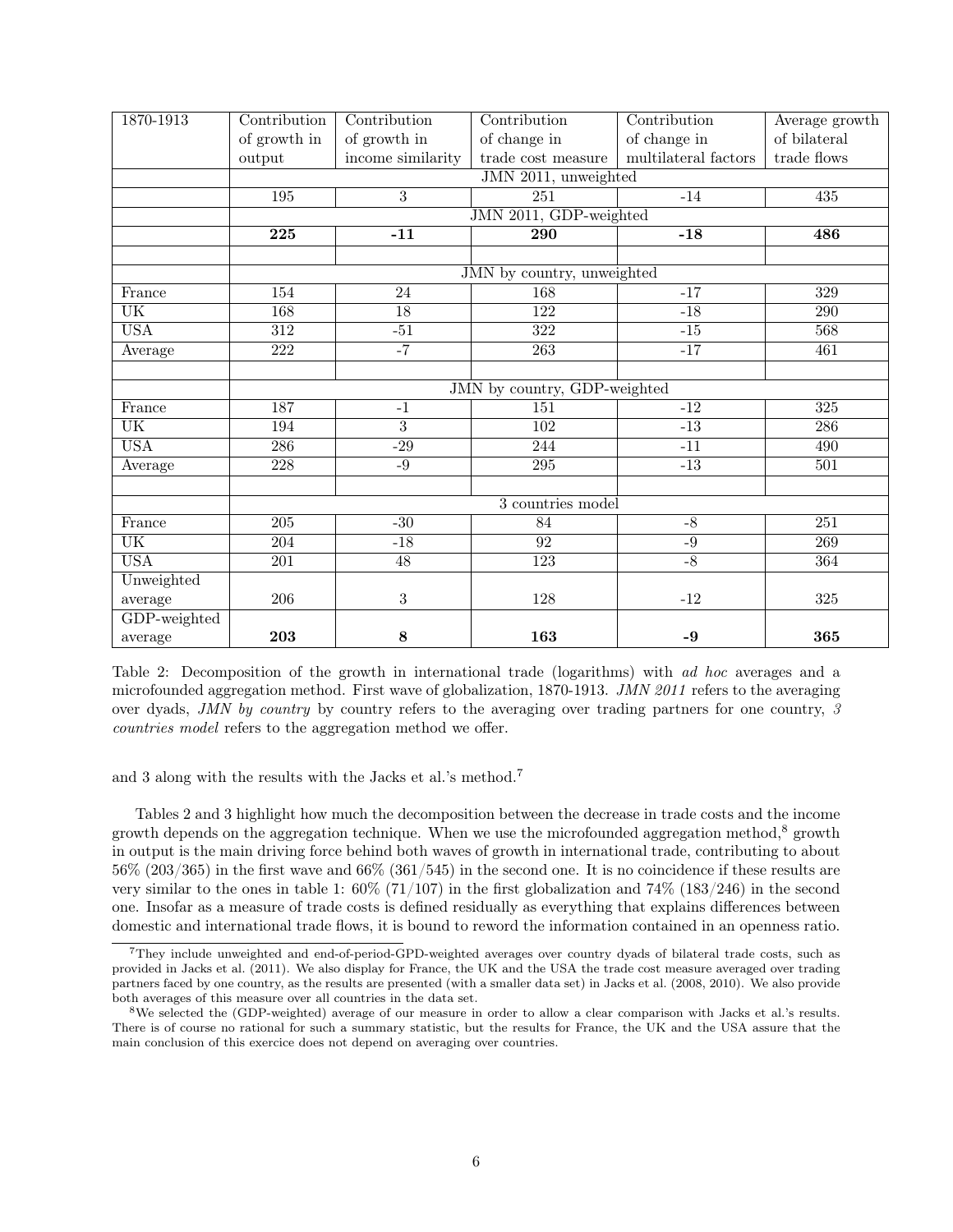| 1870-1913 | Contribution of growth in output | Contribution of growth in income similarity | Contribution of change in trade cost measure | Contribution of change in multilateral factors | Average growth of bilateral trade flows |
|---|---|---|---|---|---|
| | JMN 2011, unweighted | | | | |
| | 195 | 3 | 251 | -14 | 435 |
| | JMN 2011, GDP-weighted | | | | |
| | **225** | **-11** | **290** | **-18** | **486** |
| | | | | | |
| | JMN by country, unweighted | | | | |
| France | 154 | 24 | 168 | -17 | 329 |
| UK | 168 | 18 | 122 | -18 | 290 |
| USA | 312 | -51 | 322 | -15 | 568 |
| Average | 222 | -7 | 263 | -17 | 461 |
| | | | | | |
| | JMN by country, GDP-weighted | | | | |
| France | 187 | -1 | 151 | -12 | 325 |
| UK | 194 | 3 | 102 | -13 | 286 |
| USA | 286 | -29 | 244 | -11 | 490 |
| Average | 228 | -9 | 295 | -13 | 501 |
| | | | | | |
| | 3 countries model | | | | |
| France | 205 | -30 | 84 | -8 | 251 |
| UK | 204 | -18 | 92 | -9 | 269 |
| USA | 201 | 48 | 123 | -8 | 364 |
| Unweighted average | 206 | 3 | 128 | -12 | 325 |
| GDP-weighted average | **203** | **8** | **163** | **-9** | **365** |

Table 2: Decomposition of the growth in international trade (logarithms) with *ad hoc* averages and a microfounded aggregation method. First wave of globalization, 1870-1913. *JMN 2011* refers to the averaging over dyads, *JMN by country* by country refers to the averaging over trading partners for one country, *3 countries model* refers to the aggregation method we offer.

and 3 along with the results with the Jacks et al.'s method.[7]

Tables 2 and 3 highlight how much the decomposition between the decrease in trade costs and the income growth depends on the aggregation technique. When we use the microfounded aggregation method,[8] growth in output is the main driving force behind both waves of growth in international trade, contributing to about 56% (203/365) in the first wave and 66% (361/545) in the second one. It is no coincidence if these results are very similar to the ones in table 1: 60% (71/107) in the first globalization and 74% (183/246) in the second one. Insofar as a measure of trade costs is defined residually as everything that explains differences between domestic and international trade flows, it is bound to reword the information contained in an openness ratio.

[7] They include unweighted and end-of-period-GPD-weighted averages over country dyads of bilateral trade costs, such as provided in Jacks et al. (2011). We also display for France, the UK and the USA the trade cost measure averaged over trading partners faced by one country, as the results are presented (with a smaller data set) in Jacks et al. (2008, 2010). We also provide both averages of this measure over all countries in the data set.

[8] We selected the (GDP-weighted) average of our measure in order to allow a clear comparison with Jacks et al.'s results. There is of course no rational for such a summary statistic, but the results for France, the UK and the USA assure that the main conclusion of this exercice does not depend on averaging over countries.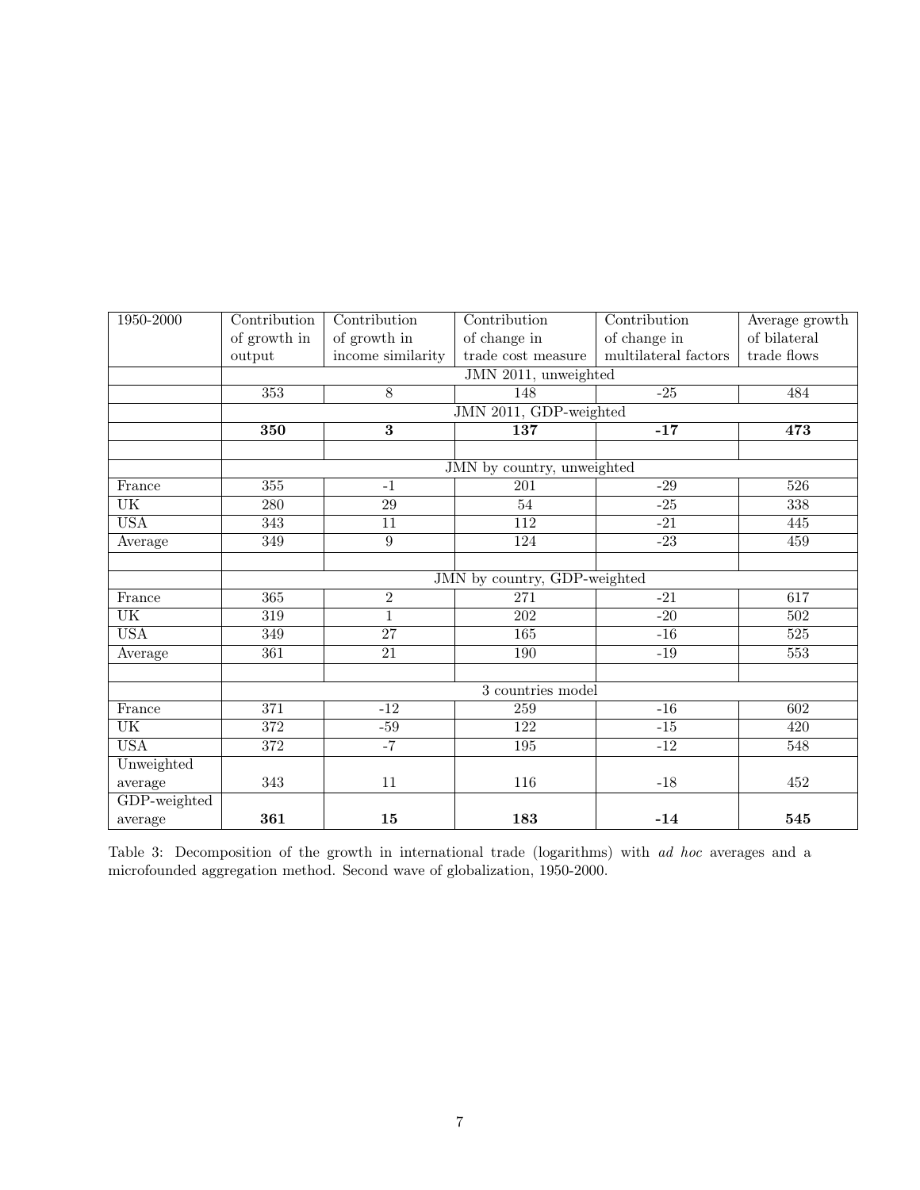| 1950-2000 | Contribution of growth in output | Contribution of growth in income similarity | Contribution of change in trade cost measure | Contribution of change in multilateral factors | Average growth of bilateral trade flows |
|---|---|---|---|---|---|
| | JMN 2011, unweighted | | | | |
| | 353 | 8 | 148 | -25 | 484 |
| | JMN 2011, GDP-weighted | | | | |
| | **350** | **3** | **137** | **-17** | **473** |
| | | | | | |
| | JMN by country, unweighted | | | | |
| France | 355 | -1 | 201 | -29 | 526 |
| UK | 280 | 29 | 54 | -25 | 338 |
| USA | 343 | 11 | 112 | -21 | 445 |
| Average | 349 | 9 | 124 | -23 | 459 |
| | | | | | |
| | JMN by country, GDP-weighted | | | | |
| France | 365 | 2 | 271 | -21 | 617 |
| UK | 319 | 1 | 202 | -20 | 502 |
| USA | 349 | 27 | 165 | -16 | 525 |
| Average | 361 | 21 | 190 | -19 | 553 |
| | | | | | |
| | 3 countries model | | | | |
| France | 371 | -12 | 259 | -16 | 602 |
| UK | 372 | -59 | 122 | -15 | 420 |
| USA | 372 | -7 | 195 | -12 | 548 |
| Unweighted average | 343 | 11 | 116 | -18 | 452 |
| GDP-weighted average | **361** | **15** | **183** | **-14** | **545** |

Table 3: Decomposition of the growth in international trade (logarithms) with *ad hoc* averages and a microfounded aggregation method. Second wave of globalization, 1950-2000.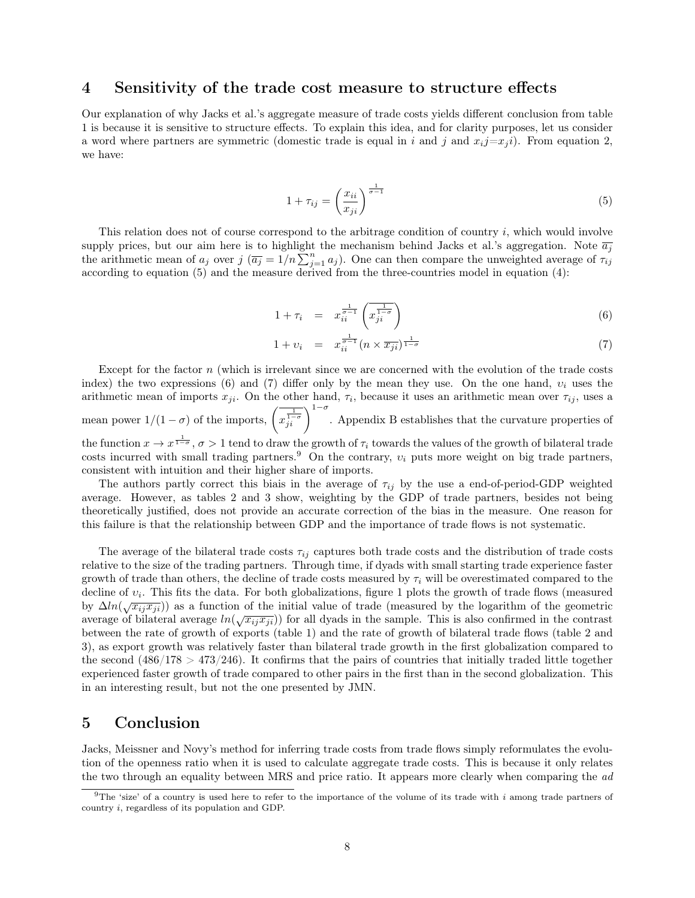## 4 Sensitivity of the trade cost measure to structure effects

Our explanation of why Jacks et al.'s aggregate measure of trade costs yields different conclusion from table 1 is because it is sensitive to structure effects. To explain this idea, and for clarity purposes, let us consider a word where partners are symmetric (domestic trade is equal in $i$ and $j$ and $x_ij$=$x_ji$). From equation 2, we have:

$$1 + \tau_{ij} = \left(\frac{x_{ii}}{x_{ji}}\right)^{\frac{1}{\sigma-1}} \tag{5}$$

This relation does not of course correspond to the arbitrage condition of country $i$, which would involve supply prices, but our aim here is to highlight the mechanism behind Jacks et al.'s aggregation. Note $\overline{a_j}$ the arithmetic mean of $a_j$ over $j$ ($\overline{a_j} = 1/n \sum_{j=1}^{n} a_j$). One can then compare the unweighted average of $\tau_{ij}$ according to equation (5) and the measure derived from the three-countries model in equation (4):

$$1 + \tau_i = x_{ii}^{\frac{1}{\sigma-1}} \left(\overline{x_{ji}^{\frac{1}{1-\sigma}}}\right) \tag{6}$$

$$1 + \upsilon_i = x_{ii}^{\frac{1}{\sigma-1}} (n \times \overline{x_{ji}})^{\frac{1}{1-\sigma}} \tag{7}$$

Except for the factor $n$ (which is irrelevant since we are concerned with the evolution of the trade costs index) the two expressions (6) and (7) differ only by the mean they use. On the one hand, $\upsilon_i$ uses the arithmetic mean of imports $x_{ji}$. On the other hand, $\tau_i$, because it uses an arithmetic mean over $\tau_{ij}$, uses a mean power $1/(1-\sigma)$ of the imports, $\left(\overline{x_{ji}^{\frac{1}{1-\sigma}}}\right)^{1-\sigma}$. Appendix B establishes that the curvature properties of the function $x \to x^{\frac{1}{1-\sigma}}$, $\sigma > 1$ tend to draw the growth of $\tau_i$ towards the values of the growth of bilateral trade costs incurred with small trading partners.[9] On the contrary, $\upsilon_i$ puts more weight on big trade partners, consistent with intuition and their higher share of imports.

The authors partly correct this biais in the average of $\tau_{ij}$ by the use a end-of-period-GDP weighted average. However, as tables 2 and 3 show, weighting by the GDP of trade partners, besides not being theoretically justified, does not provide an accurate correction of the bias in the measure. One reason for this failure is that the relationship between GDP and the importance of trade flows is not systematic.

The average of the bilateral trade costs $\tau_{ij}$ captures both trade costs and the distribution of trade costs relative to the size of the trading partners. Through time, if dyads with small starting trade experience faster growth of trade than others, the decline of trade costs measured by $\tau_i$ will be overestimated compared to the decline of $\upsilon_i$. This fits the data. For both globalizations, figure 1 plots the growth of trade flows (measured by $\Delta ln(\sqrt{x_{ij}x_{ji}})$) as a function of the initial value of trade (measured by the logarithm of the geometric average of bilateral average $ln(\sqrt{x_{ij}x_{ji}})$) for all dyads in the sample. This is also confirmed in the contrast between the rate of growth of exports (table 1) and the rate of growth of bilateral trade flows (table 2 and 3), as export growth was relatively faster than bilateral trade growth in the first globalization compared to the second ($486/178 > 473/246$). It confirms that the pairs of countries that initially traded little together experienced faster growth of trade compared to other pairs in the first than in the second globalization. This in an interesting result, but not the one presented by JMN.

## 5 Conclusion

Jacks, Meissner and Novy's method for inferring trade costs from trade flows simply reformulates the evolution of the openness ratio when it is used to calculate aggregate trade costs. This is because it only relates the two through an equality between MRS and price ratio. It appears more clearly when comparing the *ad*

[9] The 'size' of a country is used here to refer to the importance of the volume of its trade with $i$ among trade partners of country $i$, regardless of its population and GDP.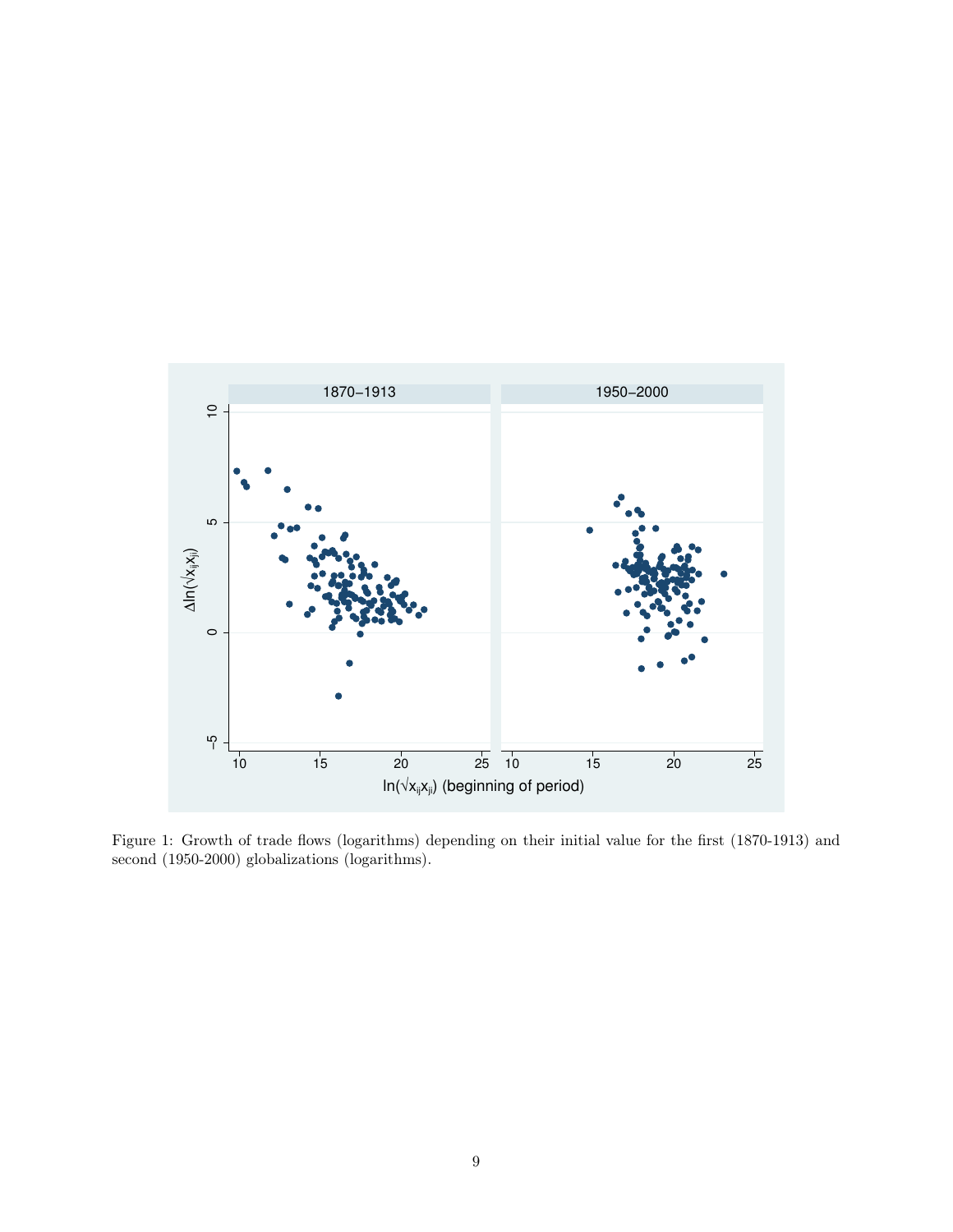Figure 1: Growth of trade flows (logarithms) depending on their initial value for the first (1870-1913) and second (1950-2000) globalizations (logarithms).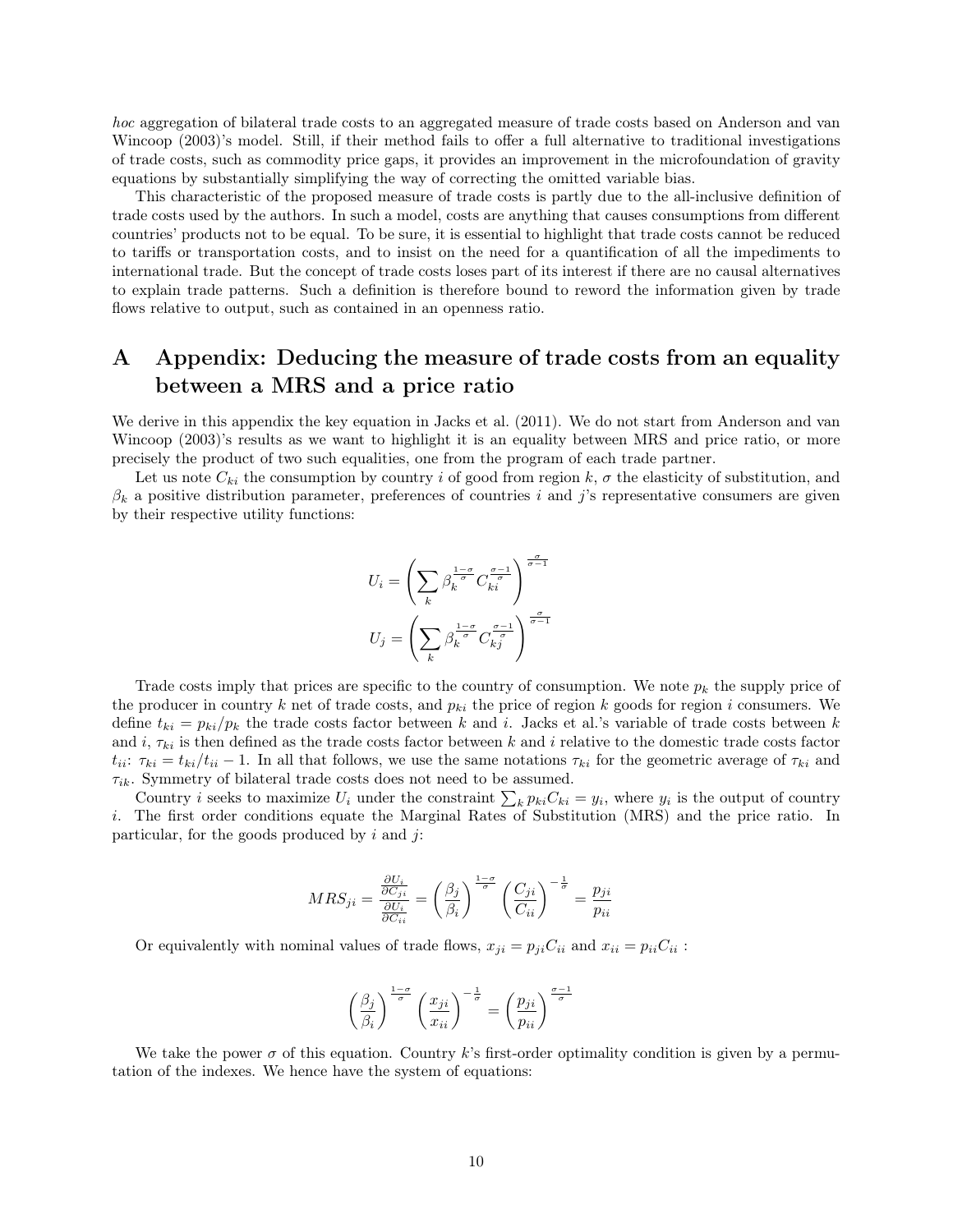*hoc* aggregation of bilateral trade costs to an aggregated measure of trade costs based on Anderson and van Wincoop (2003)'s model. Still, if their method fails to offer a full alternative to traditional investigations of trade costs, such as commodity price gaps, it provides an improvement in the microfoundation of gravity equations by substantially simplifying the way of correcting the omitted variable bias.

This characteristic of the proposed measure of trade costs is partly due to the all-inclusive definition of trade costs used by the authors. In such a model, costs are anything that causes consumptions from different countries' products not to be equal. To be sure, it is essential to highlight that trade costs cannot be reduced to tariffs or transportation costs, and to insist on the need for a quantification of all the impediments to international trade. But the concept of trade costs loses part of its interest if there are no causal alternatives to explain trade patterns. Such a definition is therefore bound to reword the information given by trade flows relative to output, such as contained in an openness ratio.

# A Appendix: Deducing the measure of trade costs from an equality between a MRS and a price ratio

We derive in this appendix the key equation in Jacks et al. (2011). We do not start from Anderson and van Wincoop (2003)'s results as we want to highlight it is an equality between MRS and price ratio, or more precisely the product of two such equalities, one from the program of each trade partner.

Let us note $C_{ki}$ the consumption by country $i$ of good from region $k$, $\sigma$ the elasticity of substitution, and $\beta_k$ a positive distribution parameter, preferences of countries $i$ and $j$'s representative consumers are given by their respective utility functions:

$$U_i = \left( \sum_k \beta_k^{\frac{1-\sigma}{\sigma}} C_{ki}^{\frac{\sigma-1}{\sigma}} \right)^{\frac{\sigma}{\sigma-1}}$$
$$U_j = \left( \sum_k \beta_k^{\frac{1-\sigma}{\sigma}} C_{kj}^{\frac{\sigma-1}{\sigma}} \right)^{\frac{\sigma}{\sigma-1}}$$

Trade costs imply that prices are specific to the country of consumption. We note $p_k$ the supply price of the producer in country $k$ net of trade costs, and $p_{ki}$ the price of region $k$ goods for region $i$ consumers. We define $t_{ki} = p_{ki}/p_k$ the trade costs factor between $k$ and $i$. Jacks et al.'s variable of trade costs between $k$ and $i$, $\tau_{ki}$ is then defined as the trade costs factor between $k$ and $i$ relative to the domestic trade costs factor $t_{ii}$: $\tau_{ki} = t_{ki}/t_{ii} - 1$. In all that follows, we use the same notations $\tau_{ki}$ for the geometric average of $\tau_{ki}$ and $\tau_{ik}$. Symmetry of bilateral trade costs does not need to be assumed.

Country $i$ seeks to maximize $U_i$ under the constraint $\sum_k p_{ki} C_{ki} = y_i$, where $y_i$ is the output of country $i$. The first order conditions equate the Marginal Rates of Substitution (MRS) and the price ratio. In particular, for the goods produced by $i$ and $j$:

$$MRS_{ji} = \frac{\frac{\partial U_i}{\partial C_{ji}}}{\frac{\partial U_i}{\partial C_{ii}}} = \left( \frac{\beta_j}{\beta_i} \right)^{\frac{1-\sigma}{\sigma}} \left( \frac{C_{ji}}{C_{ii}} \right)^{-\frac{1}{\sigma}} = \frac{p_{ji}}{p_{ii}}$$

Or equivalently with nominal values of trade flows, $x_{ji} = p_{ji} C_{ii}$ and $x_{ii} = p_{ii} C_{ii}$ :

$$\left( \frac{\beta_j}{\beta_i} \right)^{\frac{1-\sigma}{\sigma}} \left( \frac{x_{ji}}{x_{ii}} \right)^{-\frac{1}{\sigma}} = \left( \frac{p_{ji}}{p_{ii}} \right)^{\frac{\sigma-1}{\sigma}}$$

We take the power $\sigma$ of this equation. Country $k$'s first-order optimality condition is given by a permutation of the indexes. We hence have the system of equations: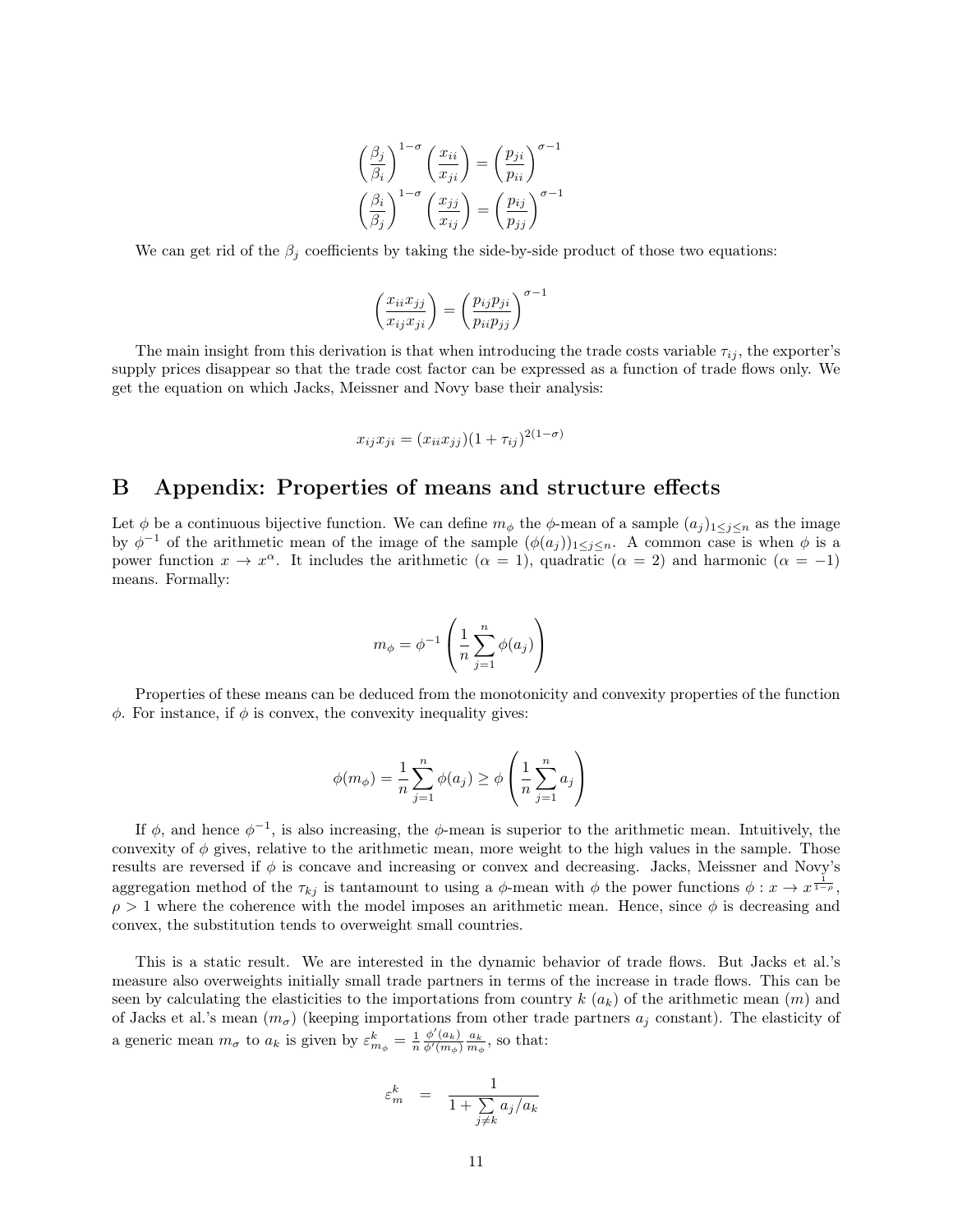$$\left(\frac{\beta_j}{\beta_i}\right)^{1-\sigma}\left(\frac{x_{ii}}{x_{ji}}\right) = \left(\frac{p_{ji}}{p_{ii}}\right)^{\sigma-1}$$

$$\left(\frac{\beta_i}{\beta_j}\right)^{1-\sigma}\left(\frac{x_{jj}}{x_{ij}}\right) = \left(\frac{p_{ij}}{p_{jj}}\right)^{\sigma-1}$$

We can get rid of the $\beta_j$ coefficients by taking the side-by-side product of those two equations:

$$\left(\frac{x_{ii}x_{jj}}{x_{ij}x_{ji}}\right) = \left(\frac{p_{ij}p_{ji}}{p_{ii}p_{jj}}\right)^{\sigma-1}$$

The main insight from this derivation is that when introducing the trade costs variable $\tau_{ij}$, the exporter's supply prices disappear so that the trade cost factor can be expressed as a function of trade flows only. We get the equation on which Jacks, Meissner and Novy base their analysis:

$$x_{ij}x_{ji} = (x_{ii}x_{jj})(1+\tau_{ij})^{2(1-\sigma)}$$

# B Appendix: Properties of means and structure effects

Let $\phi$ be a continuous bijective function. We can define $m_\phi$ the $\phi$-mean of a sample $(a_j)_{1\leq j\leq n}$ as the image by $\phi^{-1}$ of the arithmetic mean of the image of the sample $(\phi(a_j))_{1\leq j\leq n}$. A common case is when $\phi$ is a power function $x \to x^\alpha$. It includes the arithmetic ($\alpha = 1$), quadratic ($\alpha = 2$) and harmonic ($\alpha = -1$) means. Formally:

$$m_\phi = \phi^{-1}\left(\frac{1}{n}\sum_{j=1}^{n}\phi(a_j)\right)$$

Properties of these means can be deduced from the monotonicity and convexity properties of the function $\phi$. For instance, if $\phi$ is convex, the convexity inequality gives:

$$\phi(m_\phi) = \frac{1}{n}\sum_{j=1}^{n}\phi(a_j) \geq \phi\left(\frac{1}{n}\sum_{j=1}^{n}a_j\right)$$

If $\phi$, and hence $\phi^{-1}$, is also increasing, the $\phi$-mean is superior to the arithmetic mean. Intuitively, the convexity of $\phi$ gives, relative to the arithmetic mean, more weight to the high values in the sample. Those results are reversed if $\phi$ is concave and increasing or convex and decreasing. Jacks, Meissner and Novy's aggregation method of the $\tau_{kj}$ is tantamount to using a $\phi$-mean with $\phi$ the power functions $\phi : x \to x^{\frac{1}{1-\rho}}$, $\rho > 1$ where the coherence with the model imposes an arithmetic mean. Hence, since $\phi$ is decreasing and convex, the substitution tends to overweight small countries.

This is a static result. We are interested in the dynamic behavior of trade flows. But Jacks et al.'s measure also overweights initially small trade partners in terms of the increase in trade flows. This can be seen by calculating the elasticities to the importations from country $k$ ($a_k$) of the arithmetic mean ($m$) and of Jacks et al.'s mean ($m_\sigma$) (keeping importations from other trade partners $a_j$ constant). The elasticity of a generic mean $m_\sigma$ to $a_k$ is given by $\varepsilon^k_{m_\phi} = \frac{1}{n}\frac{\phi'(a_k)}{\phi'(m_\phi)}\frac{a_k}{m_\phi}$, so that:

$$\varepsilon^k_m = \frac{1}{1+\sum\limits_{j\neq k} a_j/a_k}$$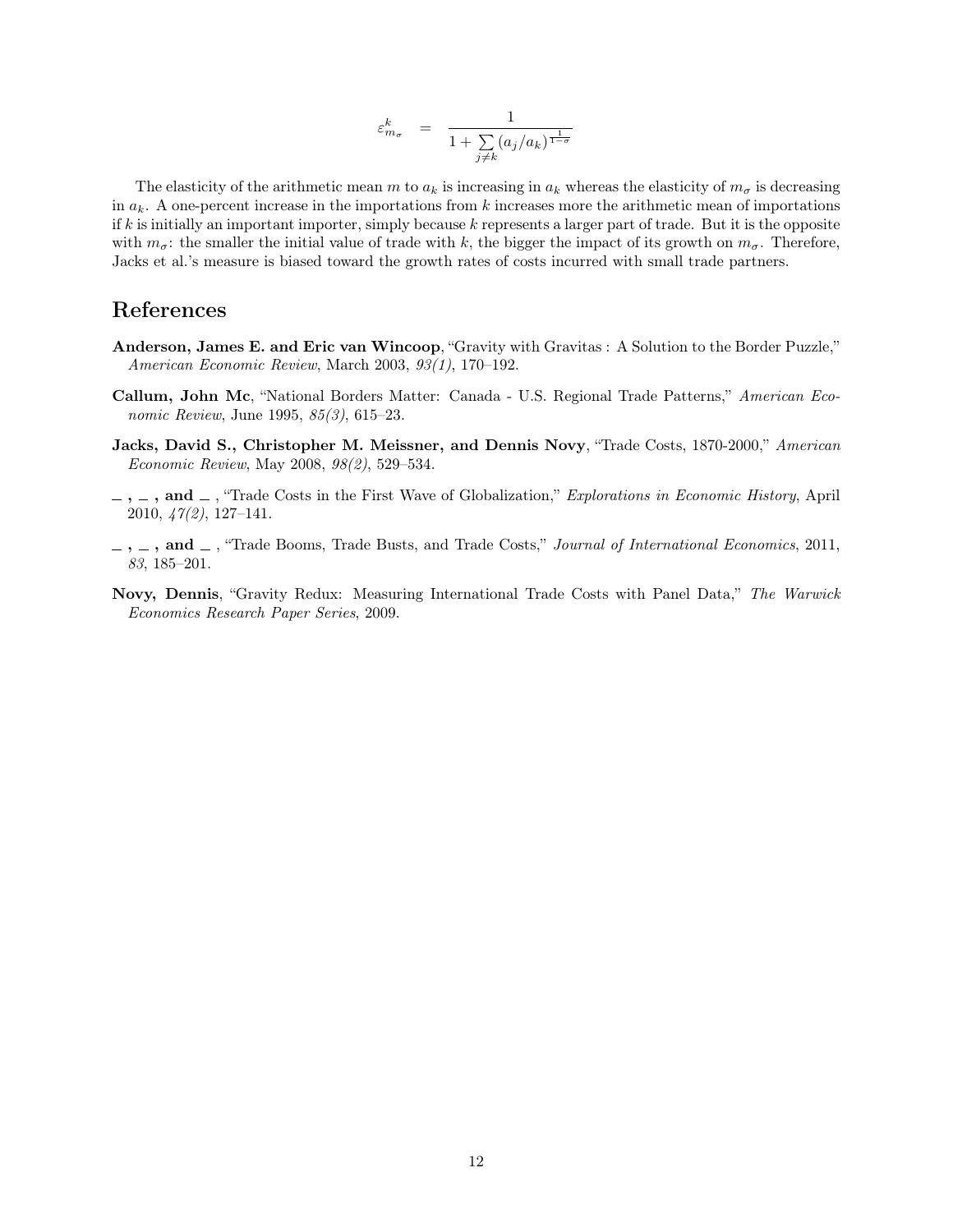$$\varepsilon^k_{m_\sigma} = \frac{1}{1 + \sum_{j \neq k} (a_j/a_k)^{\frac{1}{1-\sigma}}}$$

The elasticity of the arithmetic mean $m$ to $a_k$ is increasing in $a_k$ whereas the elasticity of $m_\sigma$ is decreasing in $a_k$. A one-percent increase in the importations from $k$ increases more the arithmetic mean of importations if $k$ is initially an important importer, simply because $k$ represents a larger part of trade. But it is the opposite with $m_\sigma$: the smaller the initial value of trade with $k$, the bigger the impact of its growth on $m_\sigma$. Therefore, Jacks et al.'s measure is biased toward the growth rates of costs incurred with small trade partners.

## References

**Anderson, James E. and Eric van Wincoop**, "Gravity with Gravitas : A Solution to the Border Puzzle," *American Economic Review*, March 2003, *93(1)*, 170–192.

**Callum, John Mc**, "National Borders Matter: Canada - U.S. Regional Trade Patterns," *American Economic Review*, June 1995, *85(3)*, 615–23.

**Jacks, David S., Christopher M. Meissner, and Dennis Novy**, "Trade Costs, 1870-2000," *American Economic Review*, May 2008, *98(2)*, 529–534.

**_ , _ , and _** , "Trade Costs in the First Wave of Globalization," *Explorations in Economic History*, April 2010, *47(2)*, 127–141.

**_ , _ , and _** , "Trade Booms, Trade Busts, and Trade Costs," *Journal of International Economics*, 2011, *83*, 185–201.

**Novy, Dennis**, "Gravity Redux: Measuring International Trade Costs with Panel Data," *The Warwick Economics Research Paper Series*, 2009.